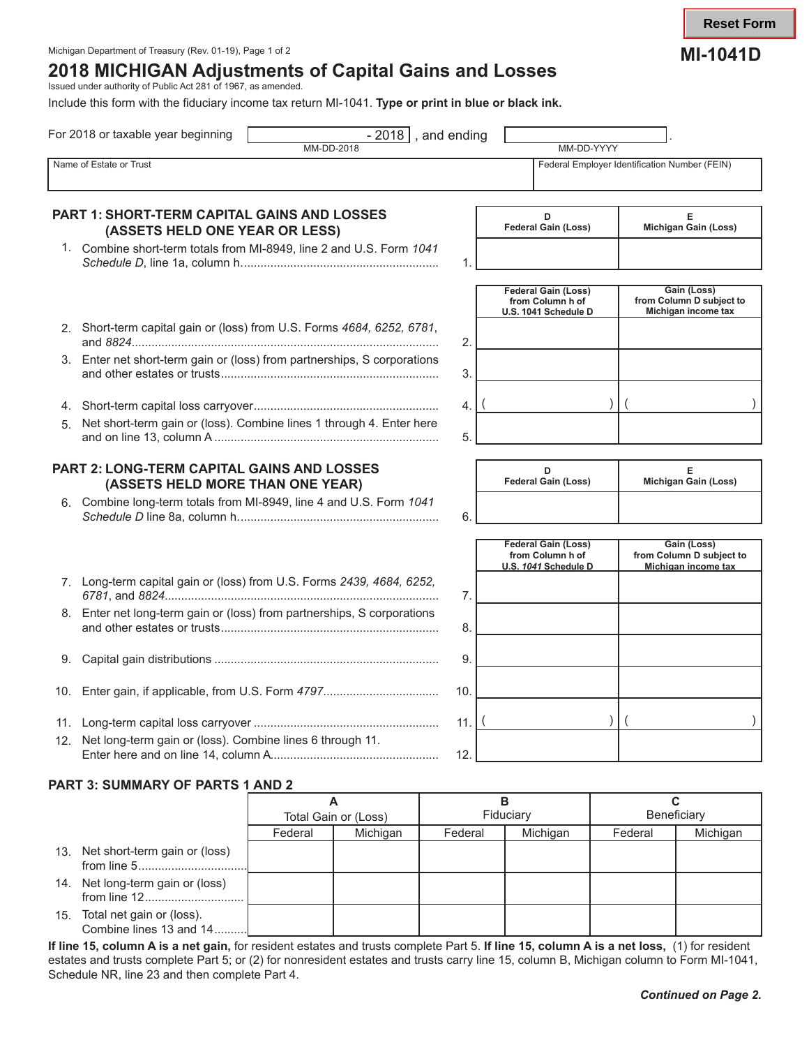Reset Form

Michigan Department of Treasury (Rev. 01-19), Page 1 of 2

**MI-1041D**

# 2018 MICHIGAN Adjustments of Capital Gains and Losses

Issued under authority of Public Act 281 of 1967, as amended.

Include this form with the fiduciary income tax return MI-1041. **Type or print in blue or black ink.**

For 2018 or taxable year beginning ______ - 2018 (MM-DD-2018), and ending ______ (MM-DD-YYYY).

| Name of Estate or Trust | Federal Employer Identification Number (FEIN) |
|---|---|
| | |

## PART 1: SHORT-TERM CAPITAL GAINS AND LOSSES (ASSETS HELD ONE YEAR OR LESS)

| | | D Federal Gain (Loss) | E Michigan Gain (Loss) |
|---|---|---|---|
| 1. Combine short-term totals from MI-8949, line 2 and U.S. Form *1041 Schedule D*, line 1a, column h | 1. | | |
| | | **Federal Gain (Loss) from Column h of U.S. 1041 Schedule D** | **Gain (Loss) from Column D subject to Michigan income tax** |
| 2. Short-term capital gain or (loss) from U.S. Forms *4684, 6252, 6781*, and *8824* | 2. | | |
| 3. Enter net short-term gain or (loss) from partnerships, S corporations and other estates or trusts | 3. | | |
| 4. Short-term capital loss carryover | 4. | ( ) | ( ) |
| 5. Net short-term gain or (loss). Combine lines 1 through 4. Enter here and on line 13, column A | 5. | | |

## PART 2: LONG-TERM CAPITAL GAINS AND LOSSES (ASSETS HELD MORE THAN ONE YEAR)

| | | D Federal Gain (Loss) | E Michigan Gain (Loss) |
|---|---|---|---|
| 6. Combine long-term totals from MI-8949, line 4 and U.S. Form *1041 Schedule D* line 8a, column h | 6. | | |
| | | **Federal Gain (Loss) from Column h of U.S. *1041* Schedule D** | **Gain (Loss) from Column D subject to Michigan income tax** |
| 7. Long-term capital gain or (loss) from U.S. Forms *2439, 4684, 6252, 6781*, and *8824* | 7. | | |
| 8. Enter net long-term gain or (loss) from partnerships, S corporations and other estates or trusts | 8. | | |
| 9. Capital gain distributions | 9. | | |
| 10. Enter gain, if applicable, from U.S. Form *4797* | 10. | | |
| 11. Long-term capital loss carryover | 11. | ( ) | ( ) |
| 12. Net long-term gain or (loss). Combine lines 6 through 11. Enter here and on line 14, column A | 12. | | |

## PART 3: SUMMARY OF PARTS 1 AND 2

| | A Total Gain or (Loss) | | B Fiduciary | | C Beneficiary | |
|---|---|---|---|---|---|---|
| | Federal | Michigan | Federal | Michigan | Federal | Michigan |
| 13. Net short-term gain or (loss) from line 5 | | | | | | |
| 14. Net long-term gain or (loss) from line 12 | | | | | | |
| 15. Total net gain or (loss). Combine lines 13 and 14 | | | | | | |

**If line 15, column A is a net gain,** for resident estates and trusts complete Part 5. **If line 15, column A is a net loss,** (1) for resident estates and trusts complete Part 5; or (2) for nonresident estates and trusts carry line 15, column B, Michigan column to Form MI-1041, Schedule NR, line 23 and then complete Part 4.

***Continued on Page 2.***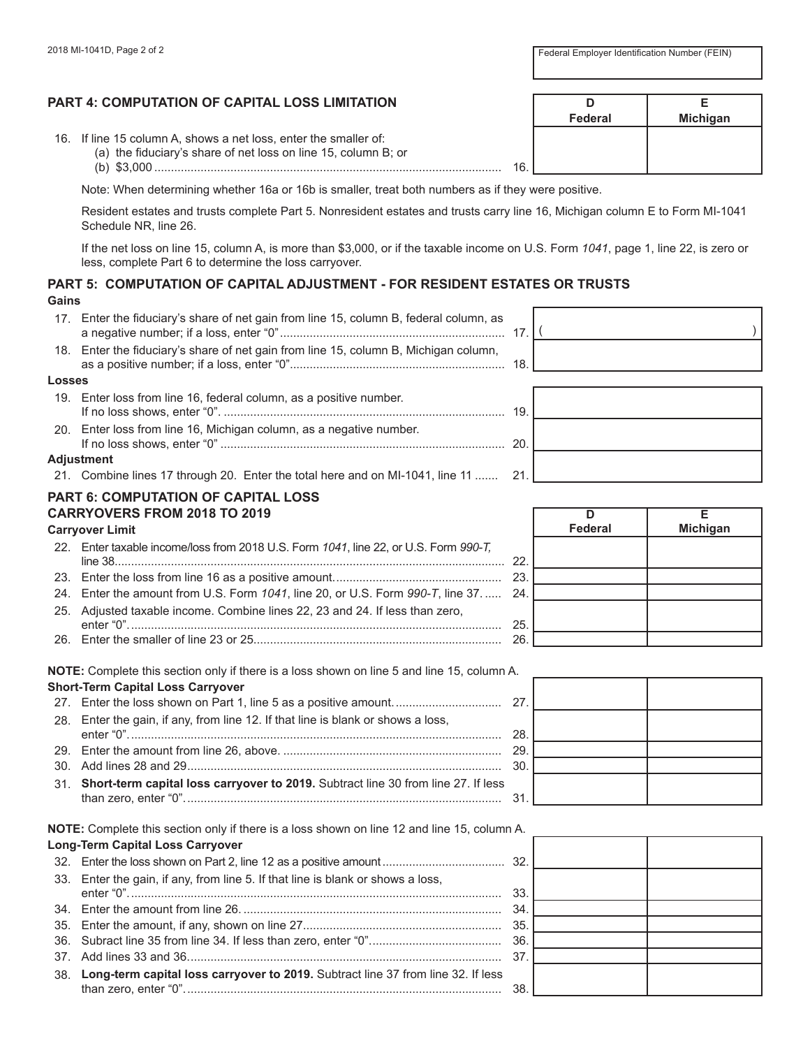Federal Employer Identification Number (FEIN)

## PART 4: COMPUTATION OF CAPITAL LOSS LIMITATION

| | | D Federal | E Michigan |
|---|---|---|---|
| 16. If line 15 column A, shows a net loss, enter the smaller of: (a) the fiduciary's share of net loss on line 15, column B; or (b) $3,000 | 16. | | |

Note: When determining whether 16a or 16b is smaller, treat both numbers as if they were positive.

Resident estates and trusts complete Part 5. Nonresident estates and trusts carry line 16, Michigan column E to Form MI-1041 Schedule NR, line 26.

If the net loss on line 15, column A, is more than $3,000, or if the taxable income on U.S. Form *1041*, page 1, line 22, is zero or less, complete Part 6 to determine the loss carryover.

## PART 5: COMPUTATION OF CAPITAL ADJUSTMENT - FOR RESIDENT ESTATES OR TRUSTS

**Gains**

| | | |
|---|---|---|
| 17. Enter the fiduciary's share of net gain from line 15, column B, federal column, as a negative number; if a loss, enter "0" | 17. | ( ) |
| 18. Enter the fiduciary's share of net gain from line 15, column B, Michigan column, as a positive number; if a loss, enter "0" | 18. | |

**Losses**

| | | |
|---|---|---|
| 19. Enter loss from line 16, federal column, as a positive number. If no loss shows, enter "0". | 19. | |
| 20. Enter loss from line 16, Michigan column, as a negative number. If no loss shows, enter "0" | 20. | |

**Adjustment**

| | | |
|---|---|---|
| 21. Combine lines 17 through 20. Enter the total here and on MI-1041, line 11 | 21. | |

## PART 6: COMPUTATION OF CAPITAL LOSS CARRYOVERS FROM 2018 TO 2019

**Carryover Limit**

| | | D Federal | E Michigan |
|---|---|---|---|
| 22. Enter taxable income/loss from 2018 U.S. Form *1041*, line 22, or U.S. Form *990-T*, line 38 | 22. | | |
| 23. Enter the loss from line 16 as a positive amount. | 23. | | |
| 24. Enter the amount from U.S. Form *1041*, line 20, or U.S. Form *990-T*, line 37. | 24. | | |
| 25. Adjusted taxable income. Combine lines 22, 23 and 24. If less than zero, enter "0". | 25. | | |
| 26. Enter the smaller of line 23 or 25 | 26. | | |

**NOTE:** Complete this section only if there is a loss shown on line 5 and line 15, column A.

**Short-Term Capital Loss Carryover**

| | | D Federal | E Michigan |
|---|---|---|---|
| 27. Enter the loss shown on Part 1, line 5 as a positive amount. | 27. | | |
| 28. Enter the gain, if any, from line 12. If that line is blank or shows a loss, enter "0". | 28. | | |
| 29. Enter the amount from line 26, above. | 29. | | |
| 30. Add lines 28 and 29 | 30. | | |
| 31. **Short-term capital loss carryover to 2019.** Subtract line 30 from line 27. If less than zero, enter "0". | 31. | | |

**NOTE:** Complete this section only if there is a loss shown on line 12 and line 15, column A.

**Long-Term Capital Loss Carryover**

| | | D Federal | E Michigan |
|---|---|---|---|
| 32. Enter the loss shown on Part 2, line 12 as a positive amount | 32. | | |
| 33. Enter the gain, if any, from line 5. If that line is blank or shows a loss, enter "0". | 33. | | |
| 34. Enter the amount from line 26. | 34. | | |
| 35. Enter the amount, if any, shown on line 27 | 35. | | |
| 36. Subract line 35 from line 34. If less than zero, enter "0" | 36. | | |
| 37. Add lines 33 and 36 | 37. | | |
| 38. **Long-term capital loss carryover to 2019.** Subtract line 37 from line 32. If less than zero, enter "0". | 38. | | |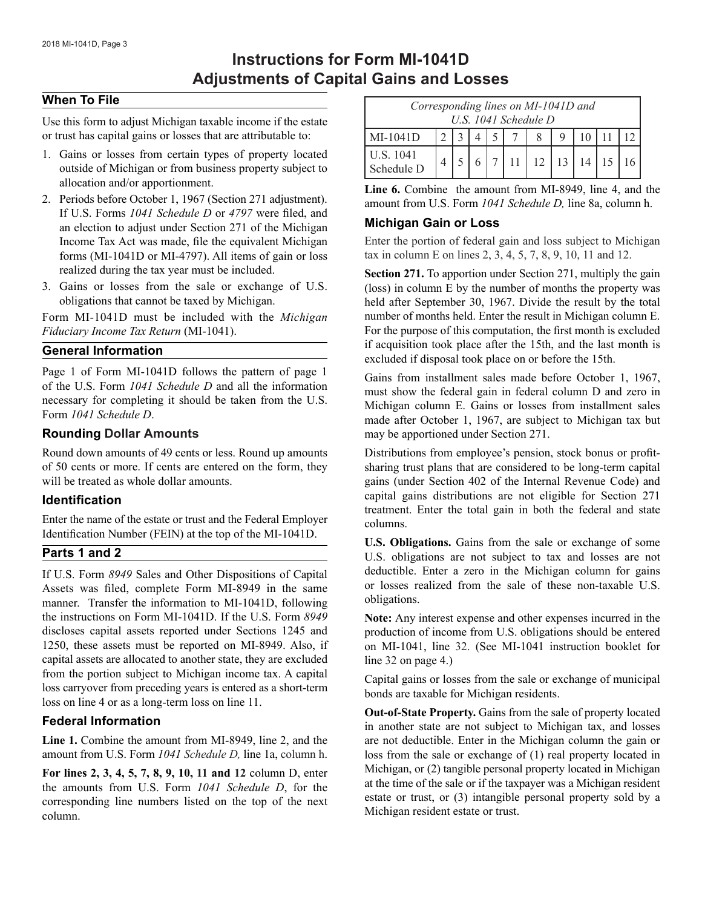# Instructions for Form MI-1041D Adjustments of Capital Gains and Losses

## When To File

Use this form to adjust Michigan taxable income if the estate or trust has capital gains or losses that are attributable to:

1. Gains or losses from certain types of property located outside of Michigan or from business property subject to allocation and/or apportionment.
2. Periods before October 1, 1967 (Section 271 adjustment). If U.S. Forms *1041 Schedule D* or *4797* were filed, and an election to adjust under Section 271 of the Michigan Income Tax Act was made, file the equivalent Michigan forms (MI-1041D or MI-4797). All items of gain or loss realized during the tax year must be included.
3. Gains or losses from the sale or exchange of U.S. obligations that cannot be taxed by Michigan.

Form MI-1041D must be included with the *Michigan Fiduciary Income Tax Return* (MI-1041).

## General Information

Page 1 of Form MI-1041D follows the pattern of page 1 of the U.S. Form *1041 Schedule D* and all the information necessary for completing it should be taken from the U.S. Form *1041 Schedule D*.

## Rounding Dollar Amounts

Round down amounts of 49 cents or less. Round up amounts of 50 cents or more. If cents are entered on the form, they will be treated as whole dollar amounts.

## Identification

Enter the name of the estate or trust and the Federal Employer Identification Number (FEIN) at the top of the MI-1041D.

## Parts 1 and 2

If U.S. Form *8949* Sales and Other Dispositions of Capital Assets was filed, complete Form MI-8949 in the same manner. Transfer the information to MI-1041D, following the instructions on Form MI-1041D. If the U.S. Form *8949* discloses capital assets reported under Sections 1245 and 1250, these assets must be reported on MI-8949. Also, if capital assets are allocated to another state, they are excluded from the portion subject to Michigan income tax. A capital loss carryover from preceding years is entered as a short-term loss on line 4 or as a long-term loss on line 11.

## Federal Information

**Line 1.** Combine the amount from MI-8949, line 2, and the amount from U.S. Form *1041 Schedule D,* line 1a, column h.

**For lines 2, 3, 4, 5, 7, 8, 9, 10, 11 and 12** column D, enter the amounts from U.S. Form *1041 Schedule D*, for the corresponding line numbers listed on the top of the next column.

| *Corresponding lines on MI-1041D and U.S. 1041 Schedule D* | | | | | | | | | | |
|---|---|---|---|---|---|---|---|---|---|---|
| MI-1041D | 2 | 3 | 4 | 5 | 7 | 8 | 9 | 10 | 11 | 12 |
| U.S. 1041 Schedule D | 4 | 5 | 6 | 7 | 11 | 12 | 13 | 14 | 15 | 16 |

**Line 6.** Combine the amount from MI-8949, line 4, and the amount from U.S. Form *1041 Schedule D,* line 8a, column h.

## Michigan Gain or Loss

Enter the portion of federal gain and loss subject to Michigan tax in column E on lines 2, 3, 4, 5, 7, 8, 9, 10, 11 and 12.

**Section 271.** To apportion under Section 271, multiply the gain (loss) in column E by the number of months the property was held after September 30, 1967. Divide the result by the total number of months held. Enter the result in Michigan column E. For the purpose of this computation, the first month is excluded if acquisition took place after the 15th, and the last month is excluded if disposal took place on or before the 15th.

Gains from installment sales made before October 1, 1967, must show the federal gain in federal column D and zero in Michigan column E. Gains or losses from installment sales made after October 1, 1967, are subject to Michigan tax but may be apportioned under Section 271.

Distributions from employee's pension, stock bonus or profit-sharing trust plans that are considered to be long-term capital gains (under Section 402 of the Internal Revenue Code) and capital gains distributions are not eligible for Section 271 treatment. Enter the total gain in both the federal and state columns.

**U.S. Obligations.** Gains from the sale or exchange of some U.S. obligations are not subject to tax and losses are not deductible. Enter a zero in the Michigan column for gains or losses realized from the sale of these non-taxable U.S. obligations.

**Note:** Any interest expense and other expenses incurred in the production of income from U.S. obligations should be entered on MI-1041, line 32. (See MI-1041 instruction booklet for line 32 on page 4.)

Capital gains or losses from the sale or exchange of municipal bonds are taxable for Michigan residents.

**Out-of-State Property.** Gains from the sale of property located in another state are not subject to Michigan tax, and losses are not deductible. Enter in the Michigan column the gain or loss from the sale or exchange of (1) real property located in Michigan, or (2) tangible personal property located in Michigan at the time of the sale or if the taxpayer was a Michigan resident estate or trust, or (3) intangible personal property sold by a Michigan resident estate or trust.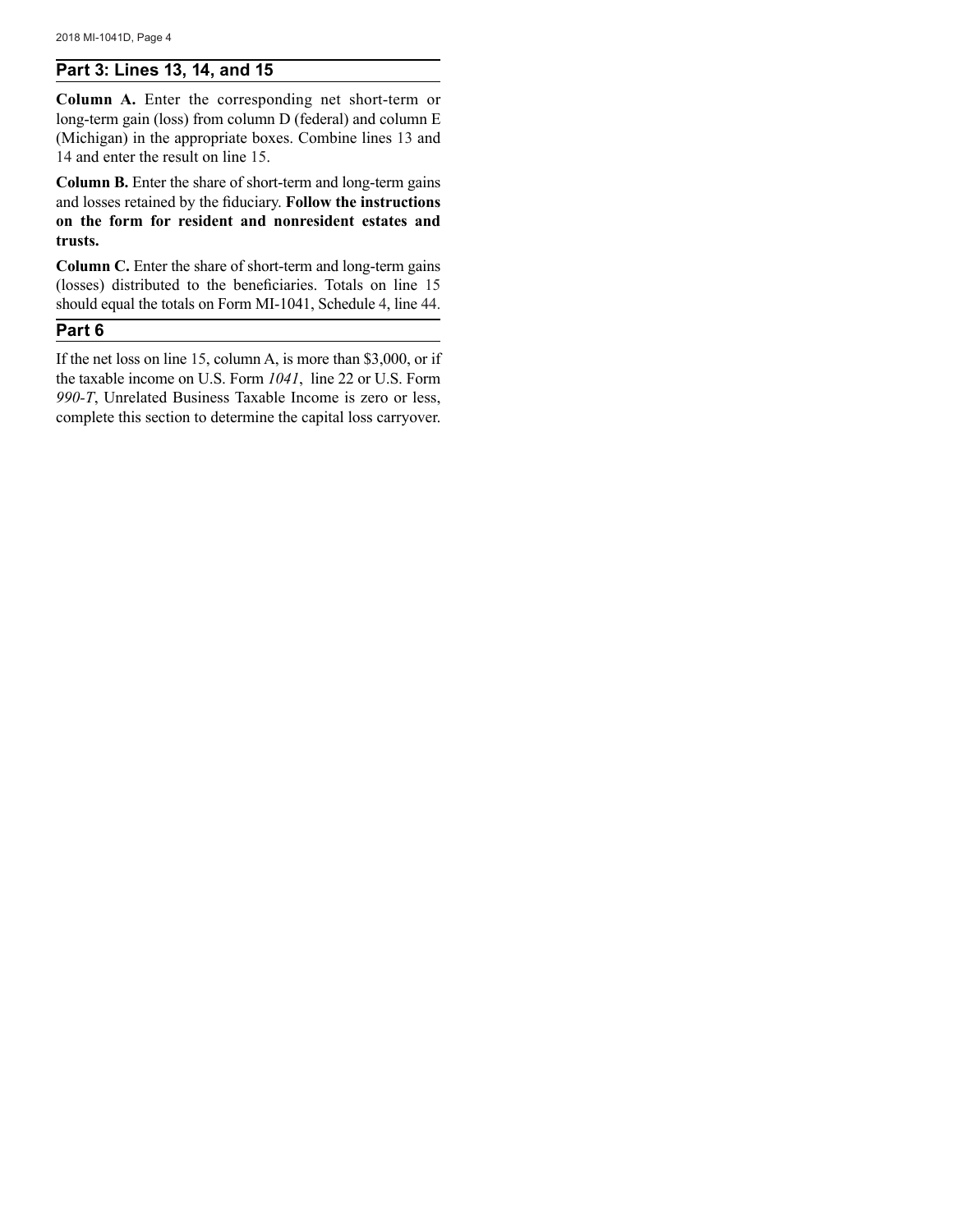## Part 3: Lines 13, 14, and 15

**Column A.** Enter the corresponding net short-term or long-term gain (loss) from column D (federal) and column E (Michigan) in the appropriate boxes. Combine lines 13 and 14 and enter the result on line 15.

**Column B.** Enter the share of short-term and long-term gains and losses retained by the fiduciary. **Follow the instructions on the form for resident and nonresident estates and trusts.**

**Column C.** Enter the share of short-term and long-term gains (losses) distributed to the beneficiaries. Totals on line 15 should equal the totals on Form MI-1041, Schedule 4, line 44.

## Part 6

If the net loss on line 15, column A, is more than $3,000, or if the taxable income on U.S. Form *1041*, line 22 or U.S. Form *990-T*, Unrelated Business Taxable Income is zero or less, complete this section to determine the capital loss carryover.